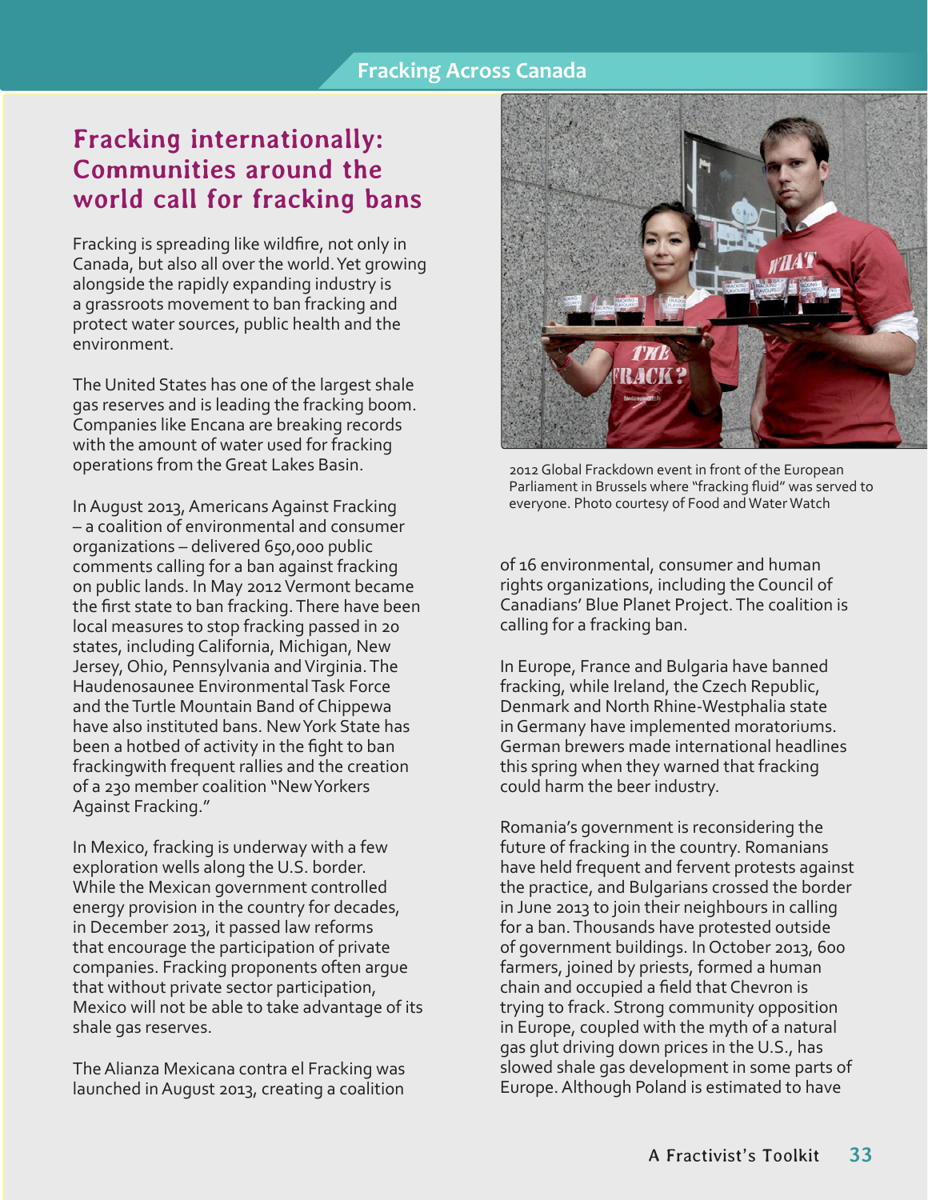# Fracking internationally: Communities around the world call for fracking bans

Fracking is spreading like wildfire, not only in Canada, but also all over the world. Yet growing alongside the rapidly expanding industry is a grassroots movement to ban fracking and protect water sources, public health and the environment.

The United States has one of the largest shale gas reserves and is leading the fracking boom. Companies like Encana are breaking records with the amount of water used for fracking operations from the Great Lakes Basin.

In August 2013, Americans Against Fracking – a coalition of environmental and consumer organizations – delivered 650,000 public comments calling for a ban against fracking on public lands. In May 2012 Vermont became the first state to ban fracking. There have been local measures to stop fracking passed in 20 states, including California, Michigan, New Jersey, Ohio, Pennsylvania and Virginia. The Haudenosaunee Environmental Task Force and the Turtle Mountain Band of Chippewa have also instituted bans. New York State has been a hotbed of activity in the fight to ban frackingwith frequent rallies and the creation of a 230 member coalition "New Yorkers Against Fracking."

In Mexico, fracking is underway with a few exploration wells along the U.S. border. While the Mexican government controlled energy provision in the country for decades, in December 2013, it passed law reforms that encourage the participation of private companies. Fracking proponents often argue that without private sector participation, Mexico will not be able to take advantage of its shale gas reserves.

The Alianza Mexicana contra el Fracking was launched in August 2013, creating a coalition of 16 environmental, consumer and human rights organizations, including the Council of Canadians' Blue Planet Project. The coalition is calling for a fracking ban.

2012 Global Frackdown event in front of the European Parliament in Brussels where "fracking fluid" was served to everyone. Photo courtesy of Food and Water Watch

In Europe, France and Bulgaria have banned fracking, while Ireland, the Czech Republic, Denmark and North Rhine-Westphalia state in Germany have implemented moratoriums. German brewers made international headlines this spring when they warned that fracking could harm the beer industry.

Romania's government is reconsidering the future of fracking in the country. Romanians have held frequent and fervent protests against the practice, and Bulgarians crossed the border in June 2013 to join their neighbours in calling for a ban. Thousands have protested outside of government buildings. In October 2013, 600 farmers, joined by priests, formed a human chain and occupied a field that Chevron is trying to frack. Strong community opposition in Europe, coupled with the myth of a natural gas glut driving down prices in the U.S., has slowed shale gas development in some parts of Europe. Although Poland is estimated to have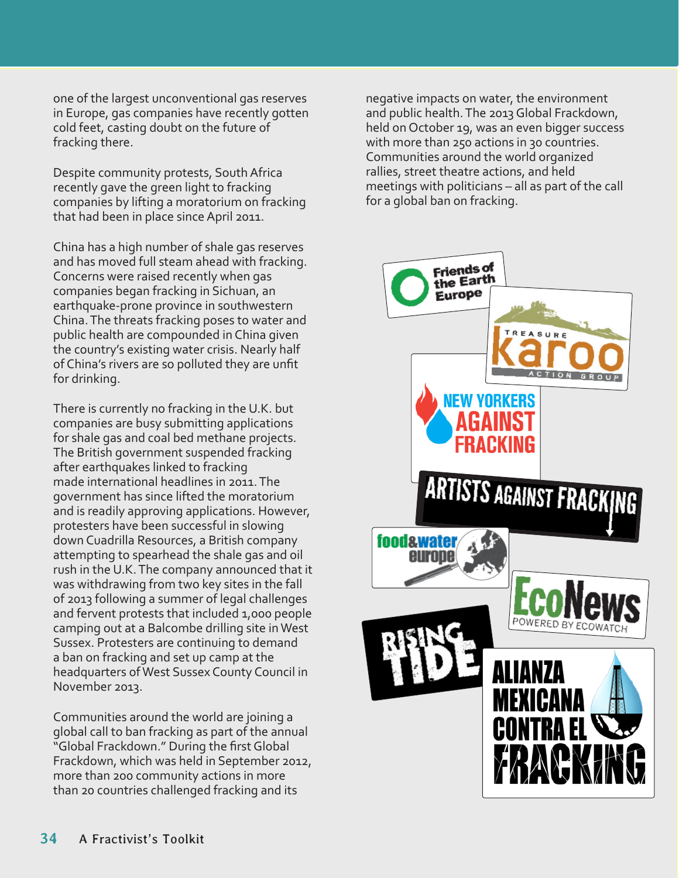one of the largest unconventional gas reserves in Europe, gas companies have recently gotten cold feet, casting doubt on the future of fracking there.

Despite community protests, South Africa recently gave the green light to fracking companies by lifting a moratorium on fracking that had been in place since April 2011.

China has a high number of shale gas reserves and has moved full steam ahead with fracking. Concerns were raised recently when gas companies began fracking in Sichuan, an earthquake-prone province in southwestern China. The threats fracking poses to water and public health are compounded in China given the country's existing water crisis. Nearly half of China's rivers are so polluted they are unfit for drinking.

There is currently no fracking in the U.K. but companies are busy submitting applications for shale gas and coal bed methane projects. The British government suspended fracking after earthquakes linked to fracking made international headlines in 2011. The government has since lifted the moratorium and is readily approving applications. However, protesters have been successful in slowing down Cuadrilla Resources, a British company attempting to spearhead the shale gas and oil rush in the U.K. The company announced that it was withdrawing from two key sites in the fall of 2013 following a summer of legal challenges and fervent protests that included 1,000 people camping out at a Balcombe drilling site in West Sussex. Protesters are continuing to demand a ban on fracking and set up camp at the headquarters of West Sussex County Council in November 2013.

Communities around the world are joining a global call to ban fracking as part of the annual "Global Frackdown." During the first Global Frackdown, which was held in September 2012, more than 200 community actions in more than 20 countries challenged fracking and its negative impacts on water, the environment and public health. The 2013 Global Frackdown, held on October 19, was an even bigger success with more than 250 actions in 30 countries. Communities around the world organized rallies, street theatre actions, and held meetings with politicians – all as part of the call for a global ban on fracking.